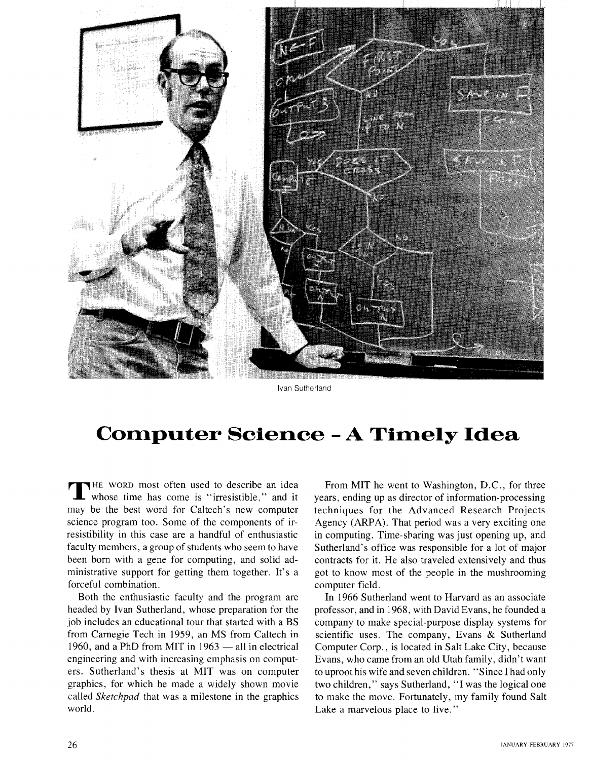Ivan Sutherland

# Computer Science - A Timely Idea

THE WORD most often used to describe an idea whose time has come is "irresistible," and it may be the best word for Caltech's new computer science program too. Some of the components of irresistibility in this case are a handful of enthusiastic faculty members, a group of students who seem to have been born with a gene for computing, and solid administrative support for getting them together. It's a forceful combination.

Both the enthusiastic faculty and the program are headed by Ivan Sutherland, whose preparation for the job includes an educational tour that started with a BS from Carnegie Tech in 1959, an MS from Caltech in 1960, and a PhD from MIT in 1963 — all in electrical engineering and with increasing emphasis on computers. Sutherland's thesis at MIT was on computer graphics, for which he made a widely shown movie called *Sketchpad* that was a milestone in the graphics world.

From MIT he went to Washington, D.C., for three years, ending up as director of information-processing techniques for the Advanced Research Projects Agency (ARPA). That period was a very exciting one in computing. Time-sharing was just opening up, and Sutherland's office was responsible for a lot of major contracts for it. He also traveled extensively and thus got to know most of the people in the mushrooming computer field.

In 1966 Sutherland went to Harvard as an associate professor, and in 1968, with David Evans, he founded a company to make special-purpose display systems for scientific uses. The company, Evans & Sutherland Computer Corp., is located in Salt Lake City, because Evans, who came from an old Utah family, didn't want to uproot his wife and seven children. "Since I had only two children," says Sutherland, "I was the logical one to make the move. Fortunately, my family found Salt Lake a marvelous place to live."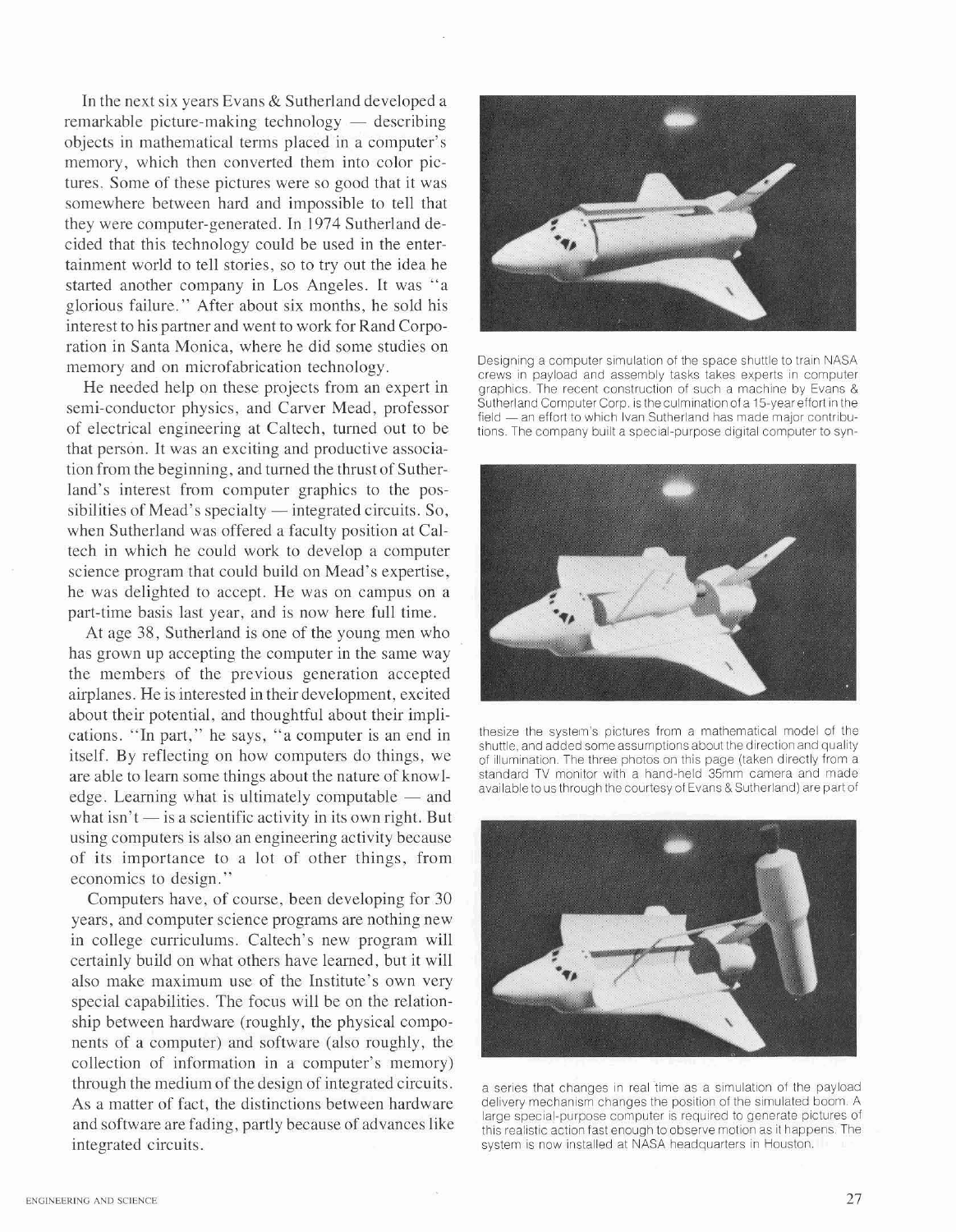In the next six years Evans & Sutherland developed a remarkable picture-making technology — describing objects in mathematical terms placed in a computer's memory, which then converted them into color pictures. Some of these pictures were so good that it was somewhere between hard and impossible to tell that they were computer-generated. In 1974 Sutherland decided that this technology could be used in the entertainment world to tell stories, so to try out the idea he started another company in Los Angeles. It was "a glorious failure." After about six months, he sold his interest to his partner and went to work for Rand Corporation in Santa Monica, where he did some studies on memory and on microfabrication technology.

He needed help on these projects from an expert in semi-conductor physics, and Carver Mead, professor of electrical engineering at Caltech, turned out to be that person. It was an exciting and productive association from the beginning, and turned the thrust of Sutherland's interest from computer graphics to the possibilities of Mead's specialty — integrated circuits. So, when Sutherland was offered a faculty position at Caltech in which he could work to develop a computer science program that could build on Mead's expertise, he was delighted to accept. He was on campus on a part-time basis last year, and is now here full time.

At age 38, Sutherland is one of the young men who has grown up accepting the computer in the same way the members of the previous generation accepted airplanes. He is interested in their development, excited about their potential, and thoughtful about their implications. "In part," he says, "a computer is an end in itself. By reflecting on how computers do things, we are able to learn some things about the nature of knowledge. Learning what is ultimately computable — and what isn't — is a scientific activity in its own right. But using computers is also an engineering activity because of its importance to a lot of other things, from economics to design."

Computers have, of course, been developing for 30 years, and computer science programs are nothing new in college curriculums. Caltech's new program will certainly build on what others have learned, but it will also make maximum use of the Institute's own very special capabilities. The focus will be on the relationship between hardware (roughly, the physical components of a computer) and software (also roughly, the collection of information in a computer's memory) through the medium of the design of integrated circuits. As a matter of fact, the distinctions between hardware and software are fading, partly because of advances like integrated circuits.

Designing a computer simulation of the space shuttle to train NASA crews in payload and assembly tasks takes experts in computer graphics. The recent construction of such a machine by Evans & Sutherland Computer Corp. is the culmination of a 15-year effort in the field — an effort to which Ivan Sutherland has made major contributions. The company built a special-purpose digital computer to synthesize the system's pictures from a mathematical model of the shuttle, and added some assumptions about the direction and quality of illumination. The three photos on this page (taken directly from a standard TV monitor with a hand-held 35mm camera and made available to us through the courtesy of Evans & Sutherland) are part of a series that changes in real time as a simulation of the payload delivery mechanism changes the position of the simulated boom. A large special-purpose computer is required to generate pictures of this realistic action fast enough to observe motion as it happens. The system is now installed at NASA headquarters in Houston.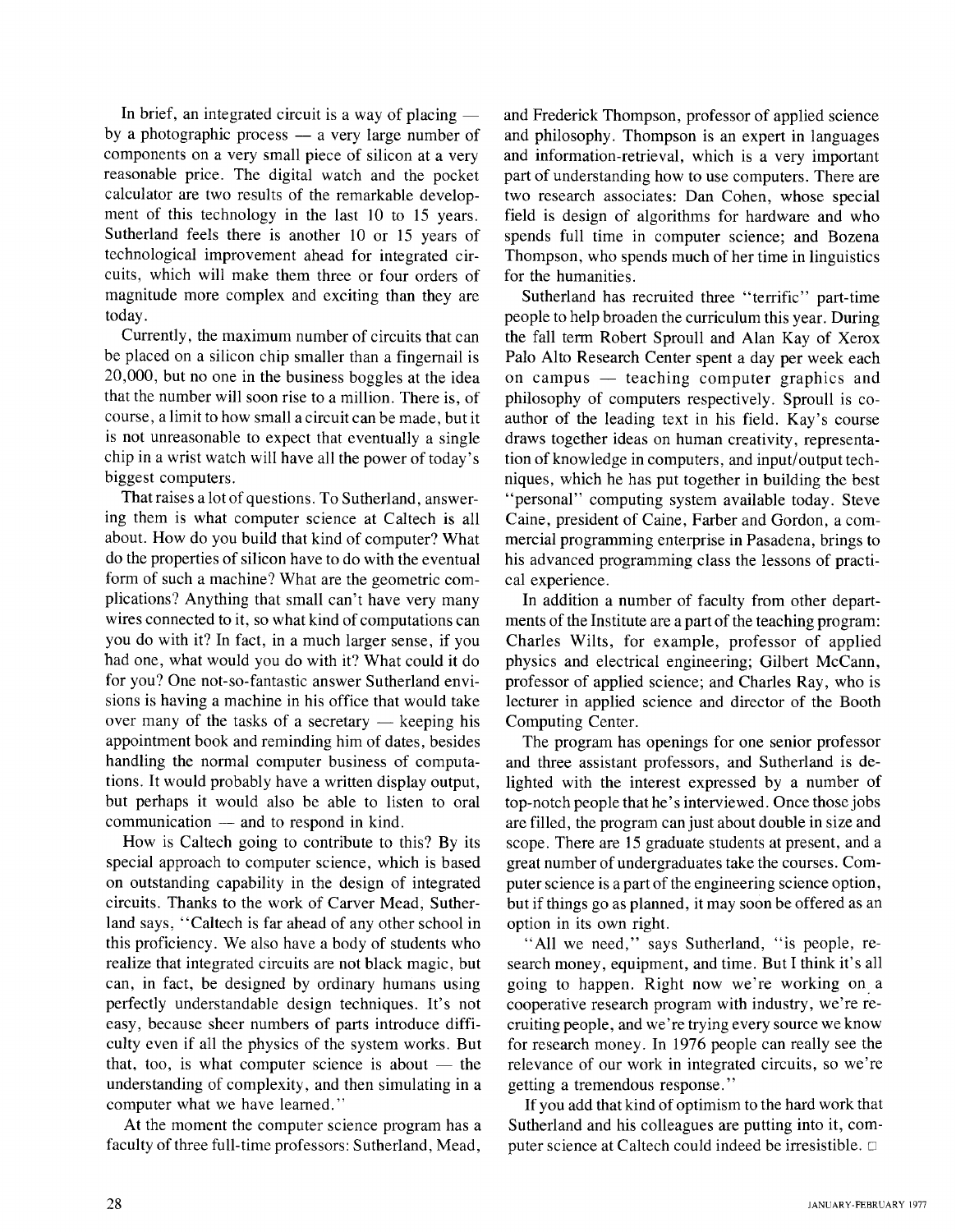In brief, an integrated circuit is a way of placing — by a photographic process — a very large number of components on a very small piece of silicon at a very reasonable price. The digital watch and the pocket calculator are two results of the remarkable development of this technology in the last 10 to 15 years. Sutherland feels there is another 10 or 15 years of technological improvement ahead for integrated circuits, which will make them three or four orders of magnitude more complex and exciting than they are today.

Currently, the maximum number of circuits that can be placed on a silicon chip smaller than a fingernail is 20,000, but no one in the business boggles at the idea that the number will soon rise to a million. There is, of course, a limit to how small a circuit can be made, but it is not unreasonable to expect that eventually a single chip in a wrist watch will have all the power of today's biggest computers.

That raises a lot of questions. To Sutherland, answering them is what computer science at Caltech is all about. How do you build that kind of computer? What do the properties of silicon have to do with the eventual form of such a machine? What are the geometric complications? Anything that small can't have very many wires connected to it, so what kind of computations can you do with it? In fact, in a much larger sense, if you had one, what would you do with it? What could it do for you? One not-so-fantastic answer Sutherland envisions is having a machine in his office that would take over many of the tasks of a secretary — keeping his appointment book and reminding him of dates, besides handling the normal computer business of computations. It would probably have a written display output, but perhaps it would also be able to listen to oral communication — and to respond in kind.

How is Caltech going to contribute to this? By its special approach to computer science, which is based on outstanding capability in the design of integrated circuits. Thanks to the work of Carver Mead, Sutherland says, "Caltech is far ahead of any other school in this proficiency. We also have a body of students who realize that integrated circuits are not black magic, but can, in fact, be designed by ordinary humans using perfectly understandable design techniques. It's not easy, because sheer numbers of parts introduce difficulty even if all the physics of the system works. But that, too, is what computer science is about — the understanding of complexity, and then simulating in a computer what we have learned."

At the moment the computer science program has a faculty of three full-time professors: Sutherland, Mead, and Frederick Thompson, professor of applied science and philosophy. Thompson is an expert in languages and information-retrieval, which is a very important part of understanding how to use computers. There are two research associates: Dan Cohen, whose special field is design of algorithms for hardware and who spends full time in computer science; and Bozena Thompson, who spends much of her time in linguistics for the humanities.

Sutherland has recruited three "terrific" part-time people to help broaden the curriculum this year. During the fall term Robert Sproull and Alan Kay of Xerox Palo Alto Research Center spent a day per week each on campus — teaching computer graphics and philosophy of computers respectively. Sproull is co-author of the leading text in his field. Kay's course draws together ideas on human creativity, representation of knowledge in computers, and input/output techniques, which he has put together in building the best "personal" computing system available today. Steve Caine, president of Caine, Farber and Gordon, a commercial programming enterprise in Pasadena, brings to his advanced programming class the lessons of practical experience.

In addition a number of faculty from other departments of the Institute are a part of the teaching program: Charles Wilts, for example, professor of applied physics and electrical engineering; Gilbert McCann, professor of applied science; and Charles Ray, who is lecturer in applied science and director of the Booth Computing Center.

The program has openings for one senior professor and three assistant professors, and Sutherland is delighted with the interest expressed by a number of top-notch people that he's interviewed. Once those jobs are filled, the program can just about double in size and scope. There are 15 graduate students at present, and a great number of undergraduates take the courses. Computer science is a part of the engineering science option, but if things go as planned, it may soon be offered as an option in its own right.

"All we need," says Sutherland, "is people, research money, equipment, and time. But I think it's all going to happen. Right now we're working on a cooperative research program with industry, we're recruiting people, and we're trying every source we know for research money. In 1976 people can really see the relevance of our work in integrated circuits, so we're getting a tremendous response."

If you add that kind of optimism to the hard work that Sutherland and his colleagues are putting into it, computer science at Caltech could indeed be irresistible. □